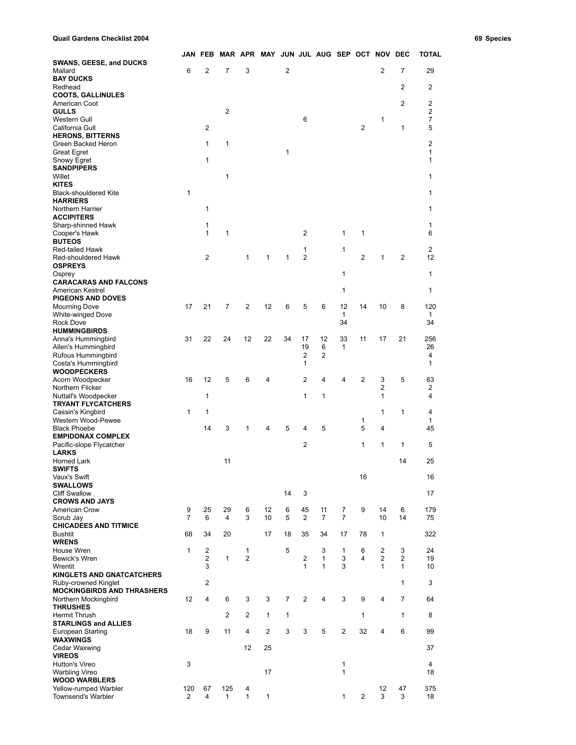**Quail Gardens Checklist 2004** **69 Species**

| | JAN | FEB | MAR | APR | MAY | JUN | JUL | AUG | SEP | OCT | NOV | DEC | TOTAL |
|---|---|---|---|---|---|---|---|---|---|---|---|---|---|
| **SWANS, GEESE, and DUCKS** | | | | | | | | | | | | | |
| Mallard | 6 | 2 | 7 | 3 | | 2 | | | | | 2 | 7 | 29 |
| **BAY DUCKS** | | | | | | | | | | | | | |
| Redhead | | | | | | | | | | | | 2 | 2 |
| **COOTS, GALLINULES** | | | | | | | | | | | | | |
| American Coot | | | | | | | | | | | | 2 | 2 |
| **GULLS** | | | 2 | | | | | | | | | | 2 |
| Western Gull | | | | | | | 6 | | | | 1 | | 7 |
| California Gull | | 2 | | | | | | | | 2 | | 1 | 5 |
| **HERONS, BITTERNS** | | | | | | | | | | | | | |
| Green Backed Heron | | 1 | 1 | | | | | | | | | | 2 |
| Great Egret | | | | | | 1 | | | | | | | 1 |
| Snowy Egret | | 1 | | | | | | | | | | | 1 |
| **SANDPIPERS** | | | | | | | | | | | | | |
| Willet | | | 1 | | | | | | | | | | 1 |
| **KITES** | | | | | | | | | | | | | |
| Black-shouldered Kite | 1 | | | | | | | | | | | | 1 |
| **HARRIERS** | | | | | | | | | | | | | |
| Northern Harrier | | 1 | | | | | | | | | | | 1 |
| **ACCIPITERS** | | | | | | | | | | | | | |
| Sharp-shinned Hawk | | 1 | | | | | | | | | | | 1 |
| Cooper's Hawk | | 1 | 1 | | | | 2 | | 1 | 1 | | | 6 |
| **BUTEOS** | | | | | | | | | | | | | |
| Red-tailed Hawk | | | | | | | 1 | | 1 | | | | 2 |
| Red-shouldered Hawk | | 2 | | 1 | 1 | 1 | 2 | | | 2 | 1 | 2 | 12 |
| **OSPREYS** | | | | | | | | | | | | | |
| Osprey | | | | | | | | | 1 | | | | 1 |
| **CARACARAS AND FALCONS** | | | | | | | | | | | | | |
| American Kestrel | | | | | | | | | 1 | | | | 1 |
| **PIGEONS AND DOVES** | | | | | | | | | | | | | |
| Mourning Dove | 17 | 21 | 7 | 2 | 12 | 6 | 5 | 6 | 12 | 14 | 10 | 8 | 120 |
| White-winged Dove | | | | | | | | | 1 | | | | 1 |
| Rock Dove | | | | | | | | | 34 | | | | 34 |
| **HUMMINGBIRDS** | | | | | | | | | | | | | |
| Anna's Hummingbird | 31 | 22 | 24 | 12 | 22 | 34 | 17 | 12 | 33 | 11 | 17 | 21 | 256 |
| Allen's Hummingbird | | | | | | | 19 | 6 | 1 | | | | 26 |
| Rufous Hummingbird | | | | | | | 2 | 2 | | | | | 4 |
| Costa's Hummingbird | | | | | | | 1 | | | | | | 1 |
| **WOODPECKERS** | | | | | | | | | | | | | |
| Acorn Woodpecker | 16 | 12 | 5 | 6 | 4 | | 2 | 4 | 4 | 2 | 3 | 5 | 63 |
| Northern Flicker | | | | | | | | | | | 2 | | 2 |
| Nuttall's Woodpecker | | 1 | | | | | 1 | 1 | | | 1 | | 4 |
| **TRYANT FLYCATCHERS** | | | | | | | | | | | | | |
| Cassin's Kingbird | 1 | 1 | | | | | | | | | 1 | 1 | 4 |
| Western Wood-Pewee | | | | | | | | | | 1 | | | 1 |
| Black Phoebe | | 14 | 3 | 1 | 4 | 5 | 4 | 5 | | 5 | 4 | | 45 |
| **EMPIDONAX COMPLEX** | | | | | | | | | | | | | |
| Pacific-slope Flycatcher | | | | | | | 2 | | | 1 | 1 | 1 | 5 |
| **LARKS** | | | | | | | | | | | | | |
| Horned Lark | | | 11 | | | | | | | | | 14 | 25 |
| **SWIFTS** | | | | | | | | | | | | | |
| Vaux's Swift | | | | | | | | | | 16 | | | 16 |
| **SWALLOWS** | | | | | | | | | | | | | |
| Cliff Swallow | | | | | | 14 | 3 | | | | | | 17 |
| **CROWS AND JAYS** | | | | | | | | | | | | | |
| American Crow | 9 | 25 | 29 | 6 | 12 | 6 | 45 | 11 | 7 | 9 | 14 | 6 | 179 |
| Scrub Jay | 7 | 6 | 4 | 3 | 10 | 5 | 2 | 7 | 7 | | 10 | 14 | 75 |
| **CHICADEES AND TITMICE** | | | | | | | | | | | | | |
| Bushtit | 68 | 34 | 20 | | 17 | 18 | 35 | 34 | 17 | 78 | 1 | | 322 |
| **WRENS** | | | | | | | | | | | | | |
| House Wren | 1 | 2 | | 1 | | 5 | | 3 | 1 | 6 | 2 | 3 | 24 |
| Bewick's Wren | | 2 | 1 | 2 | | | 2 | 1 | 3 | 4 | 2 | 2 | 19 |
| Wrentit | | 3 | | | | | 1 | 1 | 3 | | 1 | 1 | 10 |
| **KINGLETS AND GNATCATCHERS** | | | | | | | | | | | | | |
| Ruby-crowned Kinglet | | 2 | | | | | | | | | | 1 | 3 |
| **MOCKINGBIRDS AND THRASHERS** | | | | | | | | | | | | | |
| Northern Mockingbird | 12 | 4 | 6 | 3 | 3 | 7 | 2 | 4 | 3 | 9 | 4 | 7 | 64 |
| **THRUSHES** | | | | | | | | | | | | | |
| Hermit Thrush | | | 2 | 2 | 1 | 1 | | | | 1 | | 1 | 8 |
| **STARLINGS and ALLIES** | | | | | | | | | | | | | |
| European Starling | 18 | 9 | 11 | 4 | 2 | 3 | 3 | 5 | 2 | 32 | 4 | 6 | 99 |
| **WAXWINGS** | | | | | | | | | | | | | |
| Cedar Waxwing | | | | 12 | 25 | | | | | | | | 37 |
| **VIREOS** | | | | | | | | | | | | | |
| Hutton's Vireo | 3 | | | | | | | | 1 | | | | 4 |
| Warbling Vireo | | | | | 17 | | | | 1 | | | | 18 |
| **WOOD WARBLERS** | | | | | | | | | | | | | |
| Yellow-rumped Warbler | 120 | 67 | 125 | 4 | | | | | | | 12 | 47 | 375 |
| Townsend's Warbler | 2 | 4 | 1 | 1 | 1 | | | | 1 | 2 | 3 | 3 | 18 |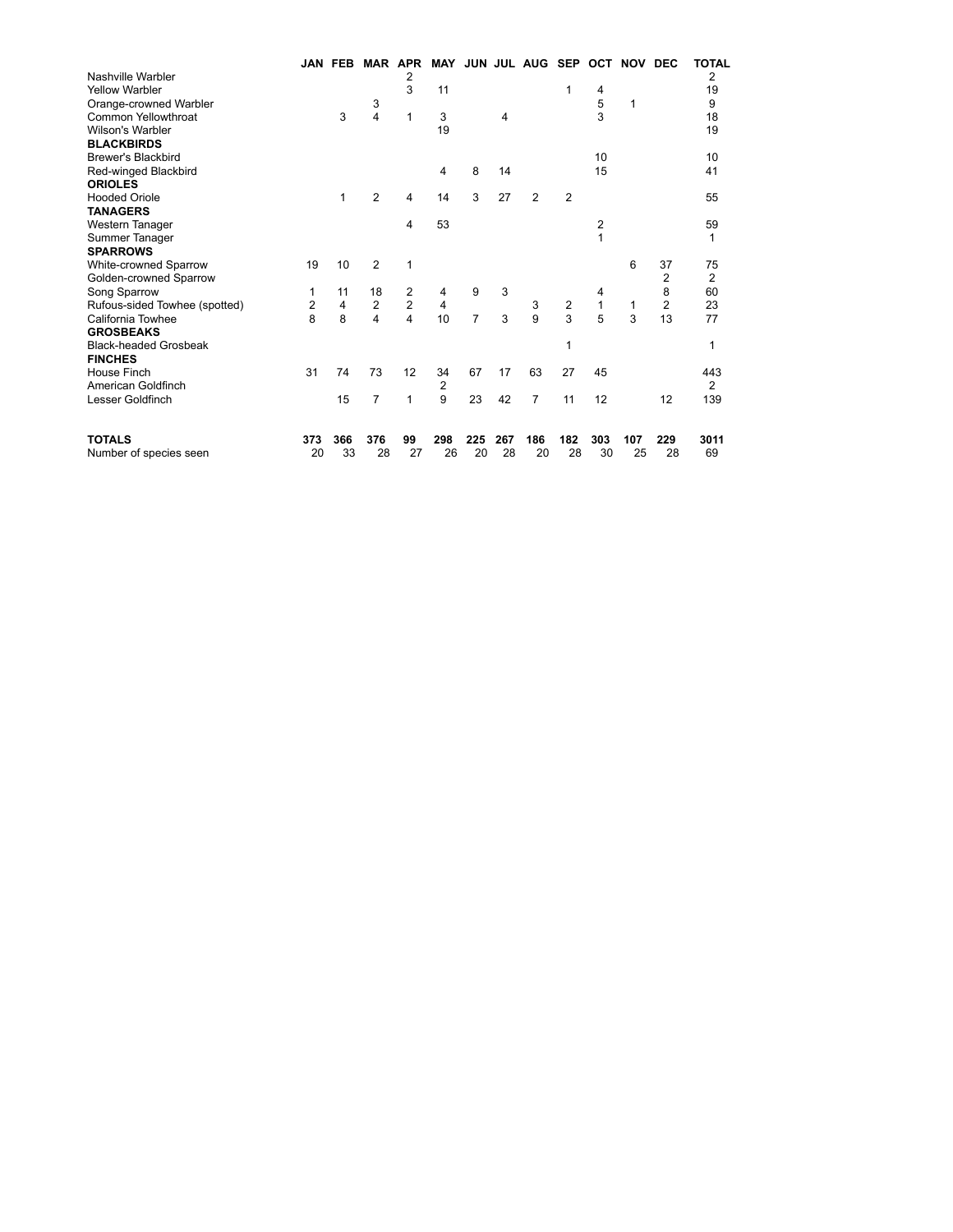| | JAN | FEB | MAR | APR | MAY | JUN | JUL | AUG | SEP | OCT | NOV | DEC | TOTAL |
|---|---|---|---|---|---|---|---|---|---|---|---|---|---|
| Nashville Warbler | | | | 2 | | | | | | | | | 2 |
| Yellow Warbler | | | | 3 | 11 | | | | 1 | 4 | | | 19 |
| Orange-crowned Warbler | | | 3 | | | | | | | 5 | 1 | | 9 |
| Common Yellowthroat | | 3 | 4 | 1 | 3 | | 4 | | | 3 | | | 18 |
| Wilson's Warbler | | | | | 19 | | | | | | | | 19 |
| **BLACKBIRDS** | | | | | | | | | | | | | |
| Brewer's Blackbird | | | | | | | | | | 10 | | | 10 |
| Red-winged Blackbird | | | | | 4 | 8 | 14 | | | 15 | | | 41 |
| **ORIOLES** | | | | | | | | | | | | | |
| Hooded Oriole | | 1 | 2 | 4 | 14 | 3 | 27 | 2 | 2 | | | | 55 |
| **TANAGERS** | | | | | | | | | | | | | |
| Western Tanager | | | | 4 | 53 | | | | | 2 | | | 59 |
| Summer Tanager | | | | | | | | | | 1 | | | 1 |
| **SPARROWS** | | | | | | | | | | | | | |
| White-crowned Sparrow | 19 | 10 | 2 | 1 | | | | | | | 6 | 37 | 75 |
| Golden-crowned Sparrow | | | | | | | | | | | | 2 | 2 |
| Song Sparrow | 1 | 11 | 18 | 2 | 4 | 9 | 3 | | | 4 | | 8 | 60 |
| Rufous-sided Towhee (spotted) | 2 | 4 | 2 | 2 | 4 | | | 3 | 2 | 1 | 1 | 2 | 23 |
| California Towhee | 8 | 8 | 4 | 4 | 10 | 7 | 3 | 9 | 3 | 5 | 3 | 13 | 77 |
| **GROSBEAKS** | | | | | | | | | | | | | |
| Black-headed Grosbeak | | | | | | | | | 1 | | | | 1 |
| **FINCHES** | | | | | | | | | | | | | |
| House Finch | 31 | 74 | 73 | 12 | 34 | 67 | 17 | 63 | 27 | 45 | | | 443 |
| American Goldfinch | | | | | 2 | | | | | | | | 2 |
| Lesser Goldfinch | | 15 | 7 | 1 | 9 | 23 | 42 | 7 | 11 | 12 | | 12 | 139 |
| | | | | | | | | | | | | | |
| **TOTALS** | **373** | **366** | **376** | **99** | **298** | **225** | **267** | **186** | **182** | **303** | **107** | **229** | **3011** |
| Number of species seen | 20 | 33 | 28 | 27 | 26 | 20 | 28 | 20 | 28 | 30 | 25 | 28 | 69 |